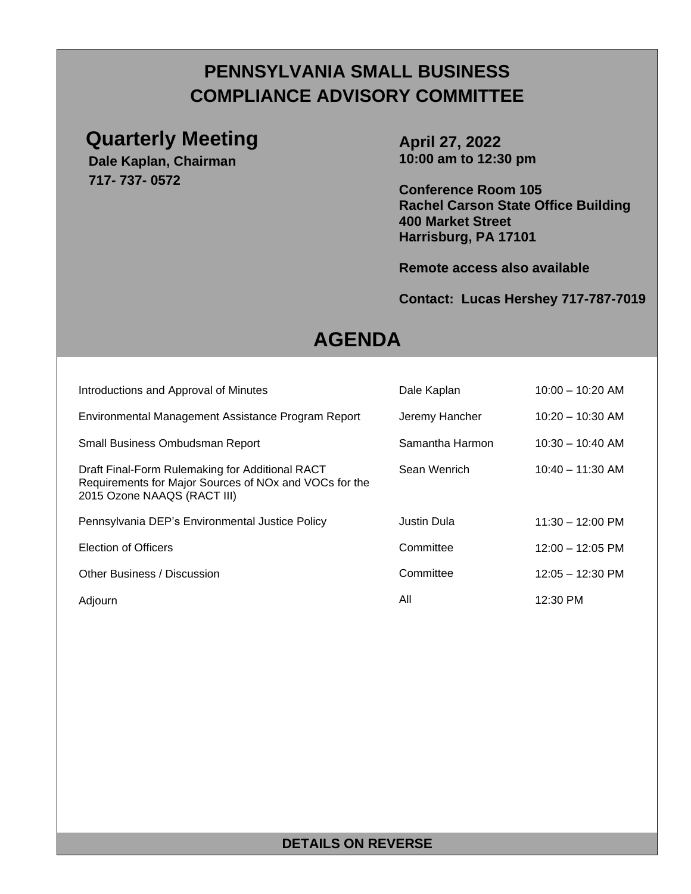# PENNSYLVANIA SMALL BUSINESS COMPLIANCE ADVISORY COMMITTEE

## Quarterly Meeting

**Dale Kaplan, Chairman**
**717- 737- 0572**

**April 27, 2022**
**10:00 am to 12:30 pm**

**Conference Room 105**
**Rachel Carson State Office Building**
**400 Market Street**
**Harrisburg, PA 17101**

**Remote access also available**

**Contact: Lucas Hershey 717-787-7019**

## AGENDA

| Item | Presenter | Time |
|---|---|---|
| Introductions and Approval of Minutes | Dale Kaplan | 10:00 – 10:20 AM |
| Environmental Management Assistance Program Report | Jeremy Hancher | 10:20 – 10:30 AM |
| Small Business Ombudsman Report | Samantha Harmon | 10:30 – 10:40 AM |
| Draft Final-Form Rulemaking for Additional RACT Requirements for Major Sources of NOx and VOCs for the 2015 Ozone NAAQS (RACT III) | Sean Wenrich | 10:40 – 11:30 AM |
| Pennsylvania DEP's Environmental Justice Policy | Justin Dula | 11:30 – 12:00 PM |
| Election of Officers | Committee | 12:00 – 12:05 PM |
| Other Business / Discussion | Committee | 12:05 – 12:30 PM |
| Adjourn | All | 12:30 PM |

**DETAILS ON REVERSE**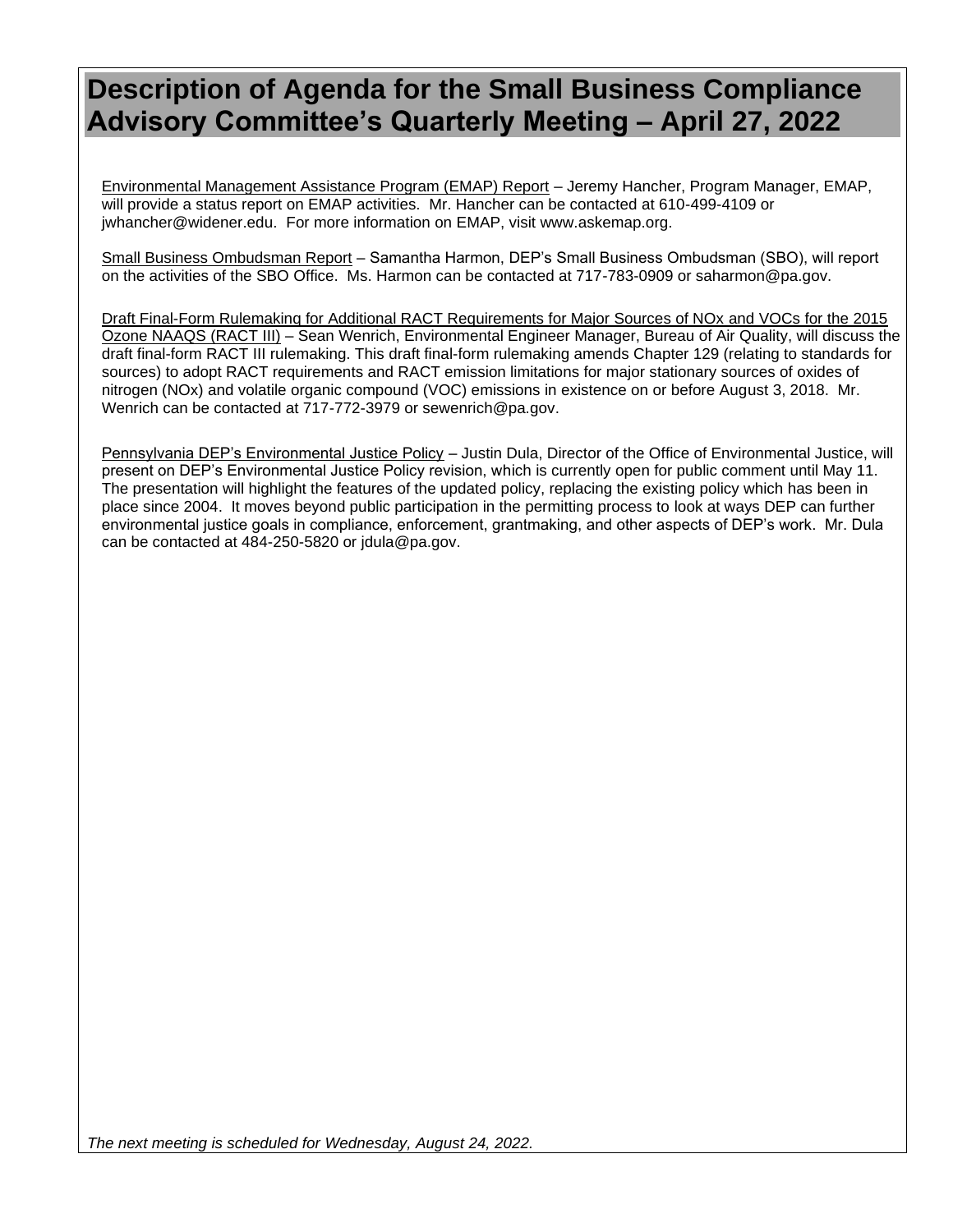# Description of Agenda for the Small Business Compliance Advisory Committee's Quarterly Meeting – April 27, 2022

Environmental Management Assistance Program (EMAP) Report – Jeremy Hancher, Program Manager, EMAP, will provide a status report on EMAP activities. Mr. Hancher can be contacted at 610-499-4109 or jwhancher@widener.edu. For more information on EMAP, visit www.askemap.org.

Small Business Ombudsman Report – Samantha Harmon, DEP's Small Business Ombudsman (SBO), will report on the activities of the SBO Office. Ms. Harmon can be contacted at 717-783-0909 or saharmon@pa.gov.

Draft Final-Form Rulemaking for Additional RACT Requirements for Major Sources of NOx and VOCs for the 2015 Ozone NAAQS (RACT III) – Sean Wenrich, Environmental Engineer Manager, Bureau of Air Quality, will discuss the draft final-form RACT III rulemaking. This draft final-form rulemaking amends Chapter 129 (relating to standards for sources) to adopt RACT requirements and RACT emission limitations for major stationary sources of oxides of nitrogen (NOx) and volatile organic compound (VOC) emissions in existence on or before August 3, 2018. Mr. Wenrich can be contacted at 717-772-3979 or sewenrich@pa.gov.

Pennsylvania DEP's Environmental Justice Policy – Justin Dula, Director of the Office of Environmental Justice, will present on DEP's Environmental Justice Policy revision, which is currently open for public comment until May 11. The presentation will highlight the features of the updated policy, replacing the existing policy which has been in place since 2004. It moves beyond public participation in the permitting process to look at ways DEP can further environmental justice goals in compliance, enforcement, grantmaking, and other aspects of DEP's work. Mr. Dula can be contacted at 484-250-5820 or jdula@pa.gov.

*The next meeting is scheduled for Wednesday, August 24, 2022.*